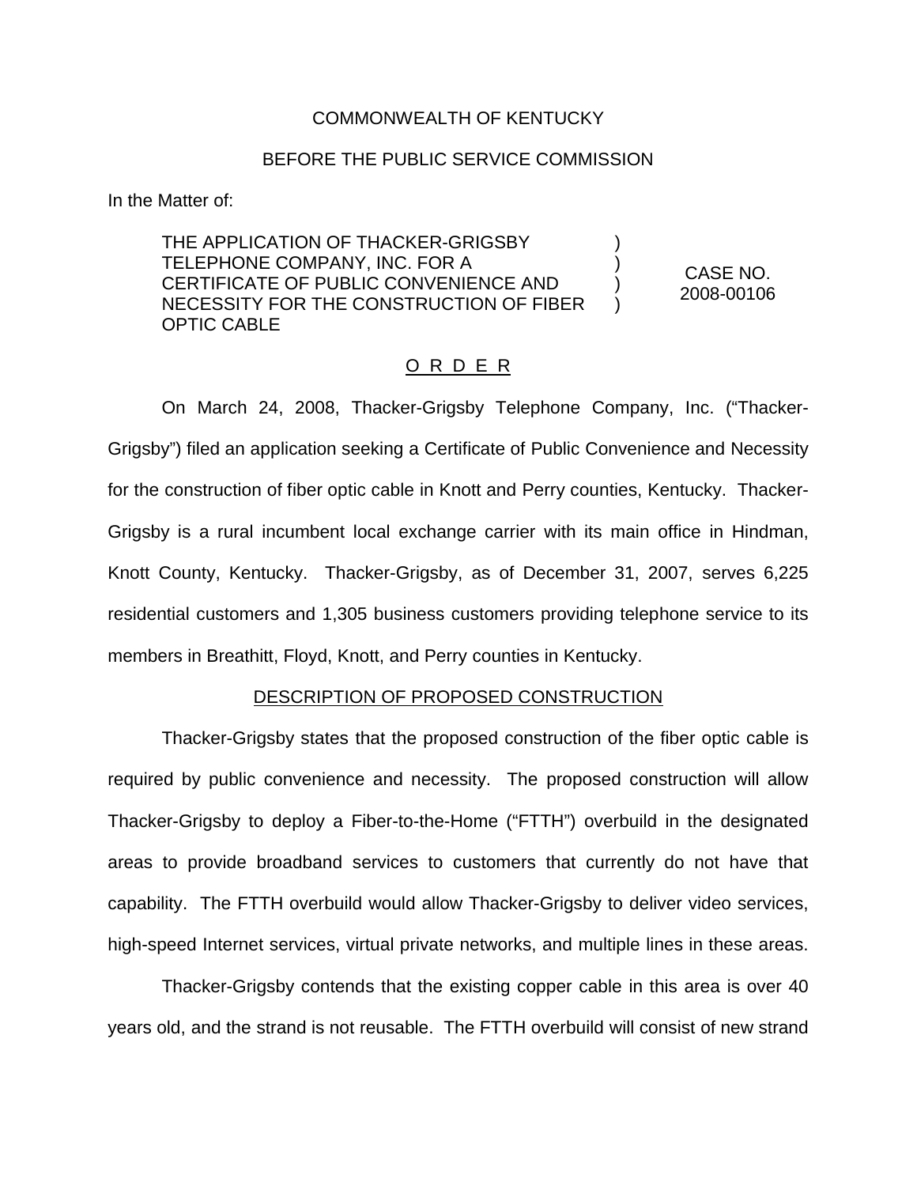COMMONWEALTH OF KENTUCKY

BEFORE THE PUBLIC SERVICE COMMISSION

In the Matter of:

| | | |
|---|---|---|
| THE APPLICATION OF THACKER-GRIGSBY TELEPHONE COMPANY, INC. FOR A CERTIFICATE OF PUBLIC CONVENIENCE AND NECESSITY FOR THE CONSTRUCTION OF FIBER OPTIC CABLE | ) ) ) ) | CASE NO. 2008-00106 |

O R D E R

On March 24, 2008, Thacker-Grigsby Telephone Company, Inc. ("Thacker-Grigsby") filed an application seeking a Certificate of Public Convenience and Necessity for the construction of fiber optic cable in Knott and Perry counties, Kentucky. Thacker-Grigsby is a rural incumbent local exchange carrier with its main office in Hindman, Knott County, Kentucky. Thacker-Grigsby, as of December 31, 2007, serves 6,225 residential customers and 1,305 business customers providing telephone service to its members in Breathitt, Floyd, Knott, and Perry counties in Kentucky.

DESCRIPTION OF PROPOSED CONSTRUCTION

Thacker-Grigsby states that the proposed construction of the fiber optic cable is required by public convenience and necessity. The proposed construction will allow Thacker-Grigsby to deploy a Fiber-to-the-Home ("FTTH") overbuild in the designated areas to provide broadband services to customers that currently do not have that capability. The FTTH overbuild would allow Thacker-Grigsby to deliver video services, high-speed Internet services, virtual private networks, and multiple lines in these areas.

Thacker-Grigsby contends that the existing copper cable in this area is over 40 years old, and the strand is not reusable. The FTTH overbuild will consist of new strand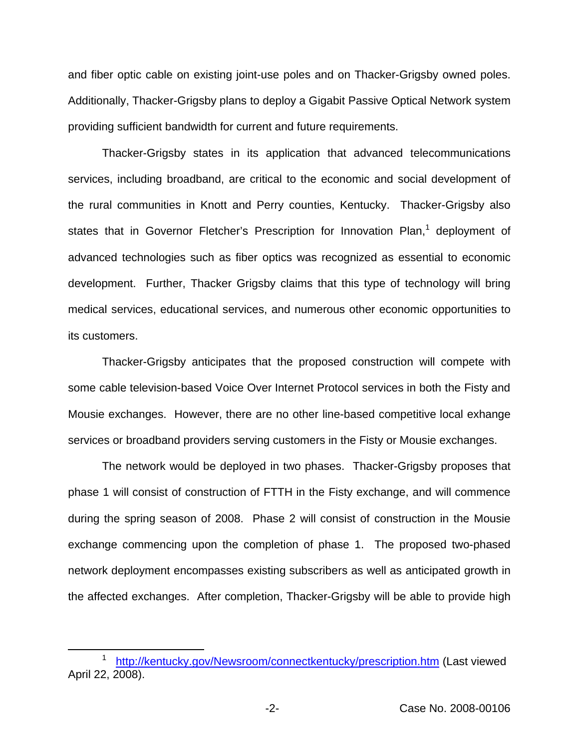and fiber optic cable on existing joint-use poles and on Thacker-Grigsby owned poles. Additionally, Thacker-Grigsby plans to deploy a Gigabit Passive Optical Network system providing sufficient bandwidth for current and future requirements.

Thacker-Grigsby states in its application that advanced telecommunications services, including broadband, are critical to the economic and social development of the rural communities in Knott and Perry counties, Kentucky. Thacker-Grigsby also states that in Governor Fletcher's Prescription for Innovation Plan,[1] deployment of advanced technologies such as fiber optics was recognized as essential to economic development. Further, Thacker Grigsby claims that this type of technology will bring medical services, educational services, and numerous other economic opportunities to its customers.

Thacker-Grigsby anticipates that the proposed construction will compete with some cable television-based Voice Over Internet Protocol services in both the Fisty and Mousie exchanges. However, there are no other line-based competitive local exhange services or broadband providers serving customers in the Fisty or Mousie exchanges.

The network would be deployed in two phases. Thacker-Grigsby proposes that phase 1 will consist of construction of FTTH in the Fisty exchange, and will commence during the spring season of 2008. Phase 2 will consist of construction in the Mousie exchange commencing upon the completion of phase 1. The proposed two-phased network deployment encompasses existing subscribers as well as anticipated growth in the affected exchanges. After completion, Thacker-Grigsby will be able to provide high

---

[1] http://kentucky.gov/Newsroom/connectkentucky/prescription.htm (Last viewed April 22, 2008).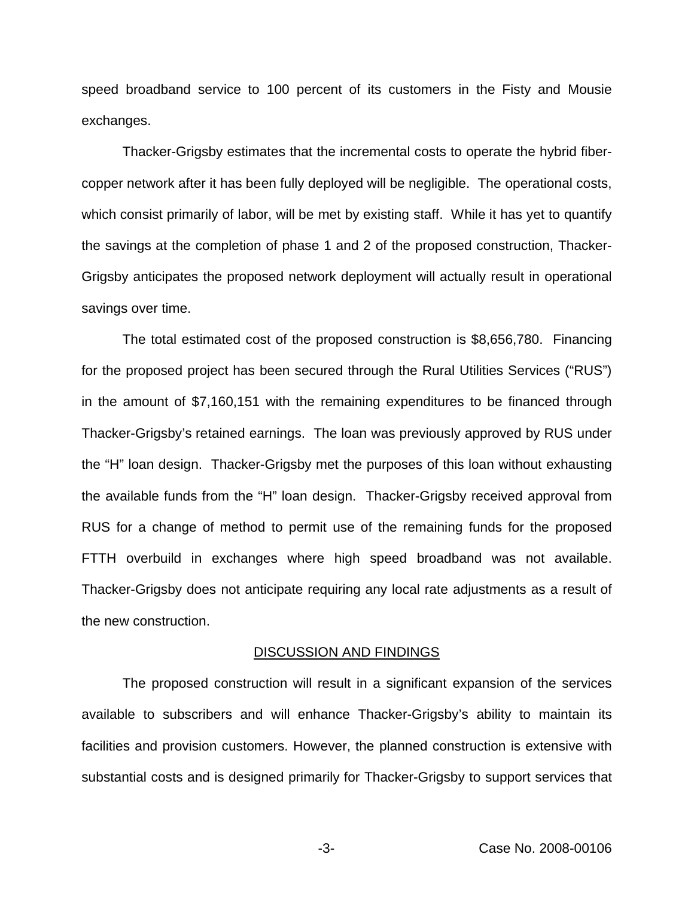speed broadband service to 100 percent of its customers in the Fisty and Mousie exchanges.

Thacker-Grigsby estimates that the incremental costs to operate the hybrid fiber-copper network after it has been fully deployed will be negligible. The operational costs, which consist primarily of labor, will be met by existing staff. While it has yet to quantify the savings at the completion of phase 1 and 2 of the proposed construction, Thacker-Grigsby anticipates the proposed network deployment will actually result in operational savings over time.

The total estimated cost of the proposed construction is \$8,656,780. Financing for the proposed project has been secured through the Rural Utilities Services ("RUS") in the amount of \$7,160,151 with the remaining expenditures to be financed through Thacker-Grigsby's retained earnings. The loan was previously approved by RUS under the "H" loan design. Thacker-Grigsby met the purposes of this loan without exhausting the available funds from the "H" loan design. Thacker-Grigsby received approval from RUS for a change of method to permit use of the remaining funds for the proposed FTTH overbuild in exchanges where high speed broadband was not available. Thacker-Grigsby does not anticipate requiring any local rate adjustments as a result of the new construction.

## DISCUSSION AND FINDINGS

The proposed construction will result in a significant expansion of the services available to subscribers and will enhance Thacker-Grigsby's ability to maintain its facilities and provision customers. However, the planned construction is extensive with substantial costs and is designed primarily for Thacker-Grigsby to support services that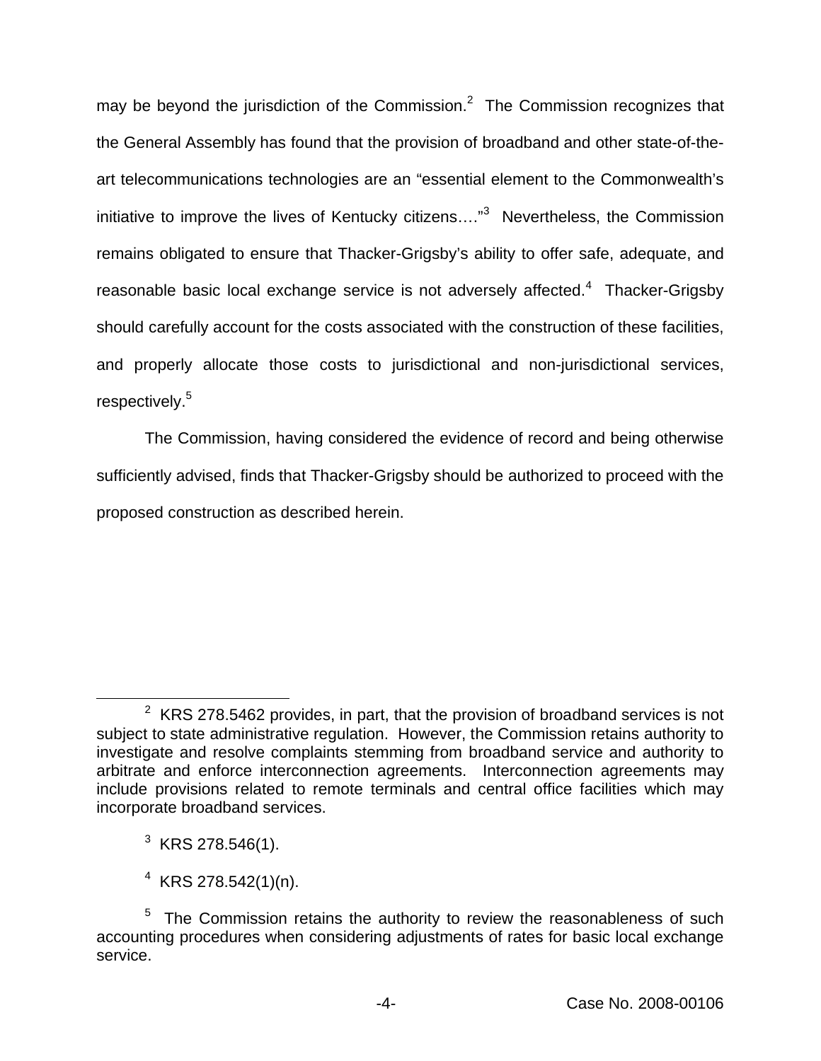may be beyond the jurisdiction of the Commission.[2] The Commission recognizes that the General Assembly has found that the provision of broadband and other state-of-the-art telecommunications technologies are an "essential element to the Commonwealth's initiative to improve the lives of Kentucky citizens…."[3] Nevertheless, the Commission remains obligated to ensure that Thacker-Grigsby's ability to offer safe, adequate, and reasonable basic local exchange service is not adversely affected.[4] Thacker-Grigsby should carefully account for the costs associated with the construction of these facilities, and properly allocate those costs to jurisdictional and non-jurisdictional services, respectively.[5]

The Commission, having considered the evidence of record and being otherwise sufficiently advised, finds that Thacker-Grigsby should be authorized to proceed with the proposed construction as described herein.

---

[2] KRS 278.5462 provides, in part, that the provision of broadband services is not subject to state administrative regulation. However, the Commission retains authority to investigate and resolve complaints stemming from broadband service and authority to arbitrate and enforce interconnection agreements. Interconnection agreements may include provisions related to remote terminals and central office facilities which may incorporate broadband services.

[3] KRS 278.546(1).

[4] KRS 278.542(1)(n).

[5] The Commission retains the authority to review the reasonableness of such accounting procedures when considering adjustments of rates for basic local exchange service.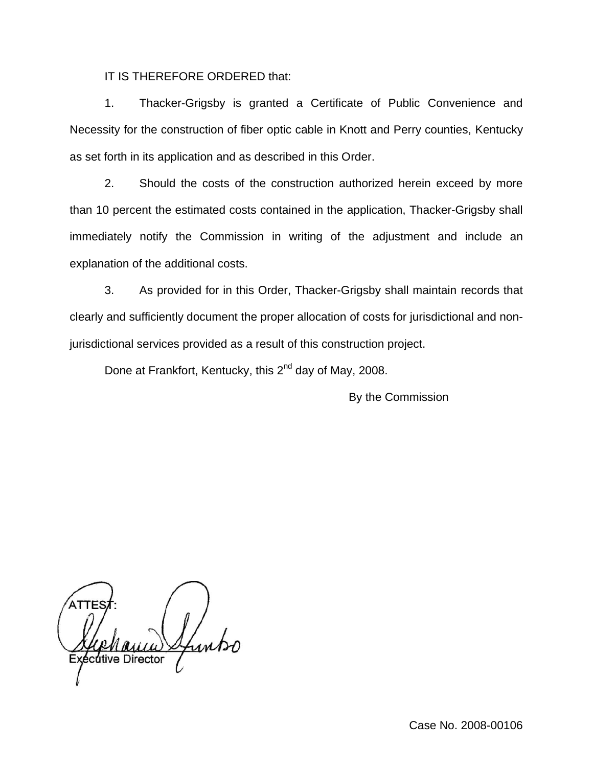IT IS THEREFORE ORDERED that:

1. Thacker-Grigsby is granted a Certificate of Public Convenience and Necessity for the construction of fiber optic cable in Knott and Perry counties, Kentucky as set forth in its application and as described in this Order.

2. Should the costs of the construction authorized herein exceed by more than 10 percent the estimated costs contained in the application, Thacker-Grigsby shall immediately notify the Commission in writing of the adjustment and include an explanation of the additional costs.

3. As provided for in this Order, Thacker-Grigsby shall maintain records that clearly and sufficiently document the proper allocation of costs for jurisdictional and non-jurisdictional services provided as a result of this construction project.

Done at Frankfort, Kentucky, this 2nd day of May, 2008.

By the Commission

ATTEST:

Executive Director

Case No. 2008-00106